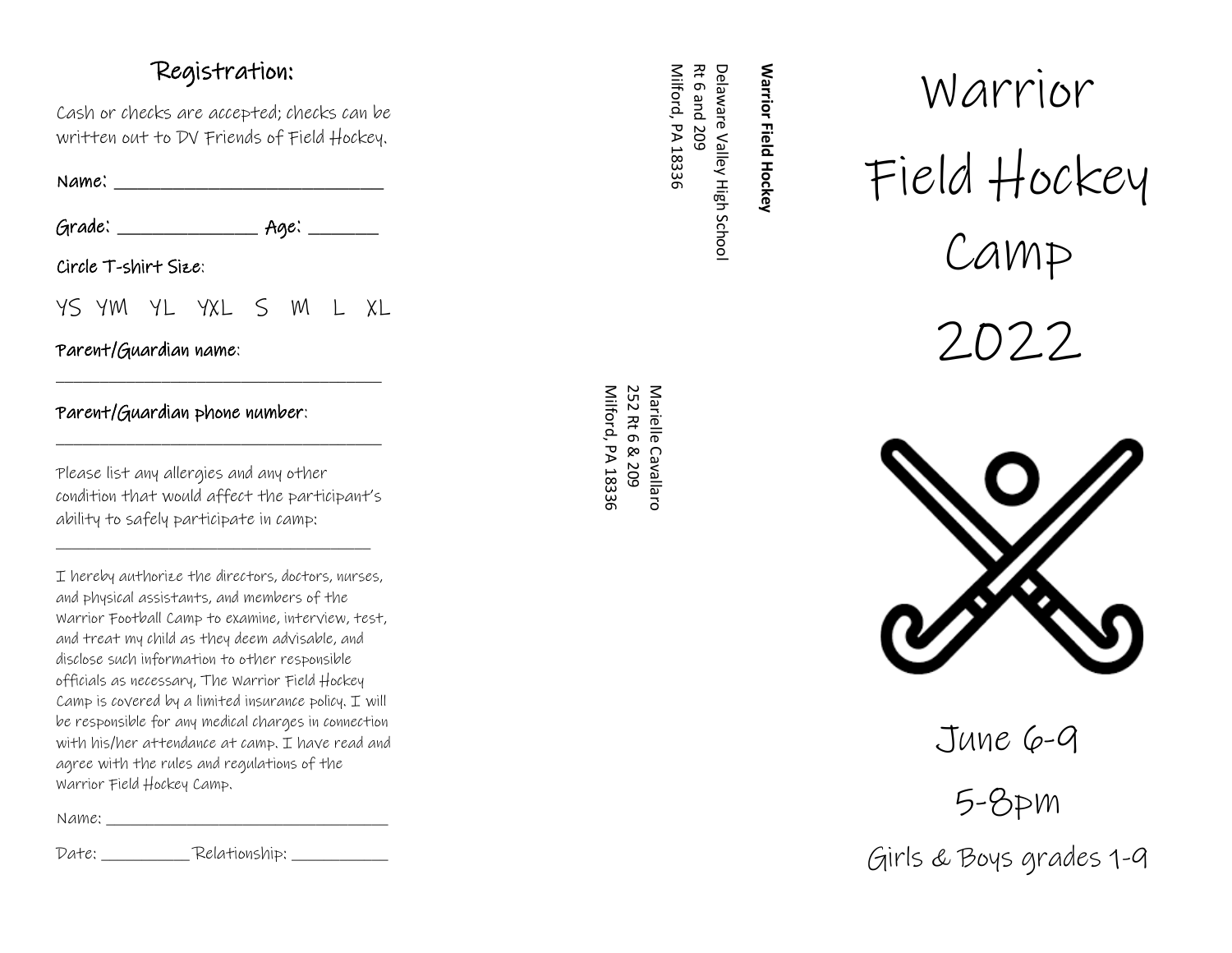## Registration:

Cash or checks are accepted; checks can be written out to DV Friends of Field Hockey.

Name: ______________________________

Grade: _______________ Age: ________

Circle T-shirt Size:

YS YM YL YXL S M L XL

Parent/Guardian name:

______________________________________

Parent/Guardian phone number:

______________________________________

Please list any allergies and any other condition that would affect the participant's ability to safely participate in camp:

______________________________________

I hereby authorize the directors, doctors, nurses, and physical assistants, and members of the Warrior Football Camp to examine, interview, test, and treat my child as they deem advisable, and disclose such information to other responsible officials as necessary, The Warrior Field Hockey Camp is covered by a limited insurance policy. I will be responsible for any medical charges in connection with his/her attendance at camp. I have read and agree with the rules and regulations of the Warrior Field Hockey Camp.

Name: ________________________________

Date: __________ Relationship: ___________

**Warrior Field Hockey**
Delaware Valley High School
Rt 6 and 209
Milford, PA 18336

Marielle Cavallaro
252 Rt 6 & 209
Milford, PA 18336

# Warrior Field Hockey Camp 2022

June 6-9

5-8pm

Girls & Boys grades 1-9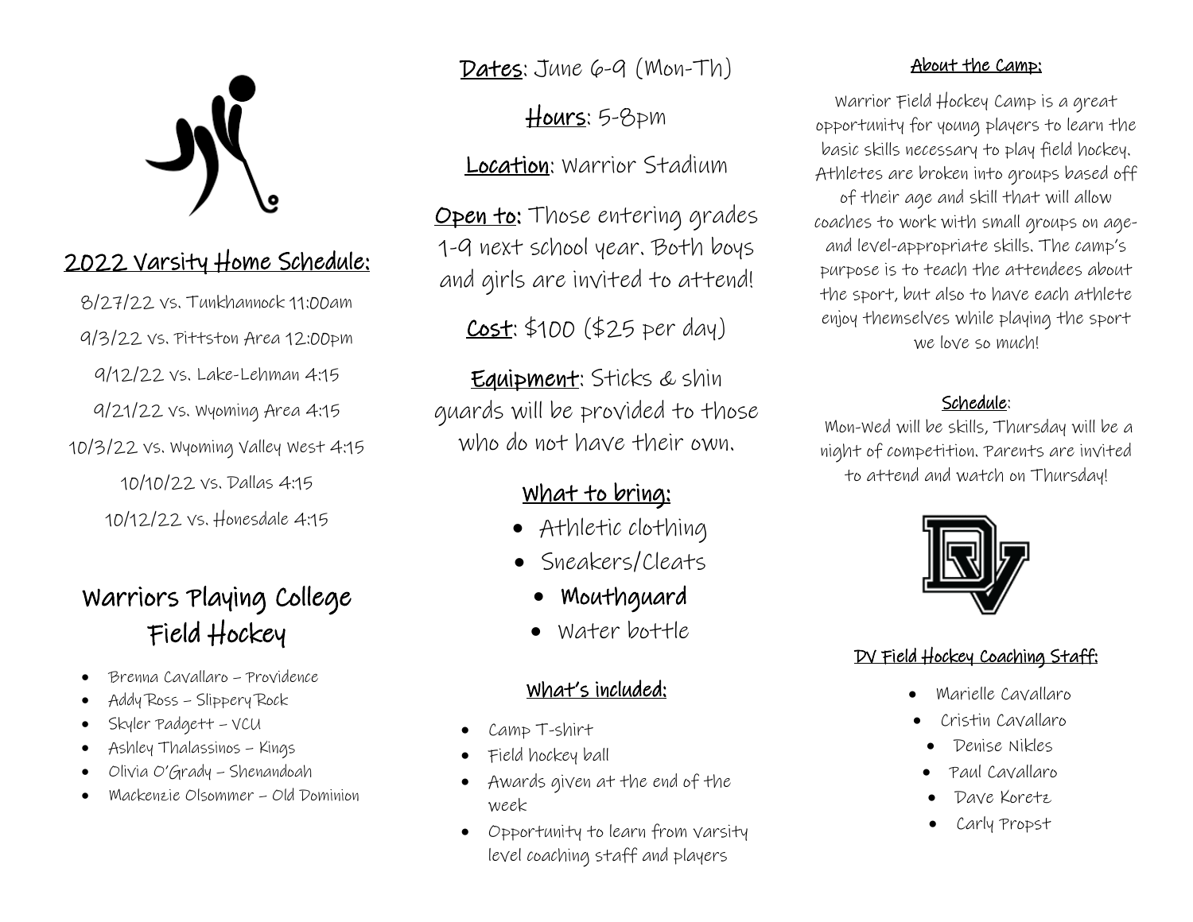## 2022 Varsity Home Schedule:

8/27/22 vs. Tunkhannock 11:00am

9/3/22 vs. Pittston Area 12:00pm

9/12/22 vs. Lake-Lehman 4:15

9/21/22 vs. Wyoming Area 4:15

10/3/22 vs. Wyoming Valley West 4:15

10/10/22 vs. Dallas 4:15

10/12/22 vs. Honesdale 4:15

## Warriors Playing College Field Hockey

- Brenna Cavallaro – Providence
- Addy Ross – Slippery Rock
- Skyler Padgett – VCU
- Ashley Thalassinos – Kings
- Olivia O'Grady – Shenandoah
- Mackenzie Olsommer – Old Dominion

**Dates**: June 6-9 (Mon-Th)

**Hours**: 5-8pm

**Location**: Warrior Stadium

**Open to:** Those entering grades 1-9 next school year. Both boys and girls are invited to attend!

**Cost**: $100 ($25 per day)

**Equipment**: Sticks & shin guards will be provided to those who do not have their own.

### What to bring:

- Athletic clothing
- Sneakers/Cleats
- **Mouthguard**
- Water bottle

### What's included:

- Camp T-shirt
- Field hockey ball
- Awards given at the end of the week
- Opportunity to learn from varsity level coaching staff and players

### About the Camp:

Warrior Field Hockey Camp is a great opportunity for young players to learn the basic skills necessary to play field hockey. Athletes are broken into groups based off of their age and skill that will allow coaches to work with small groups on age- and level-appropriate skills. The camp's purpose is to teach the attendees about the sport, but also to have each athlete enjoy themselves while playing the sport we love so much!

### Schedule:

Mon-Wed will be skills, Thursday will be a night of competition. Parents are invited to attend and watch on Thursday!

### DV Field Hockey Coaching Staff:

- Marielle Cavallaro
- Cristin Cavallaro
- Denise Nikles
- Paul Cavallaro
- Dave Koretz
- Carly Propst